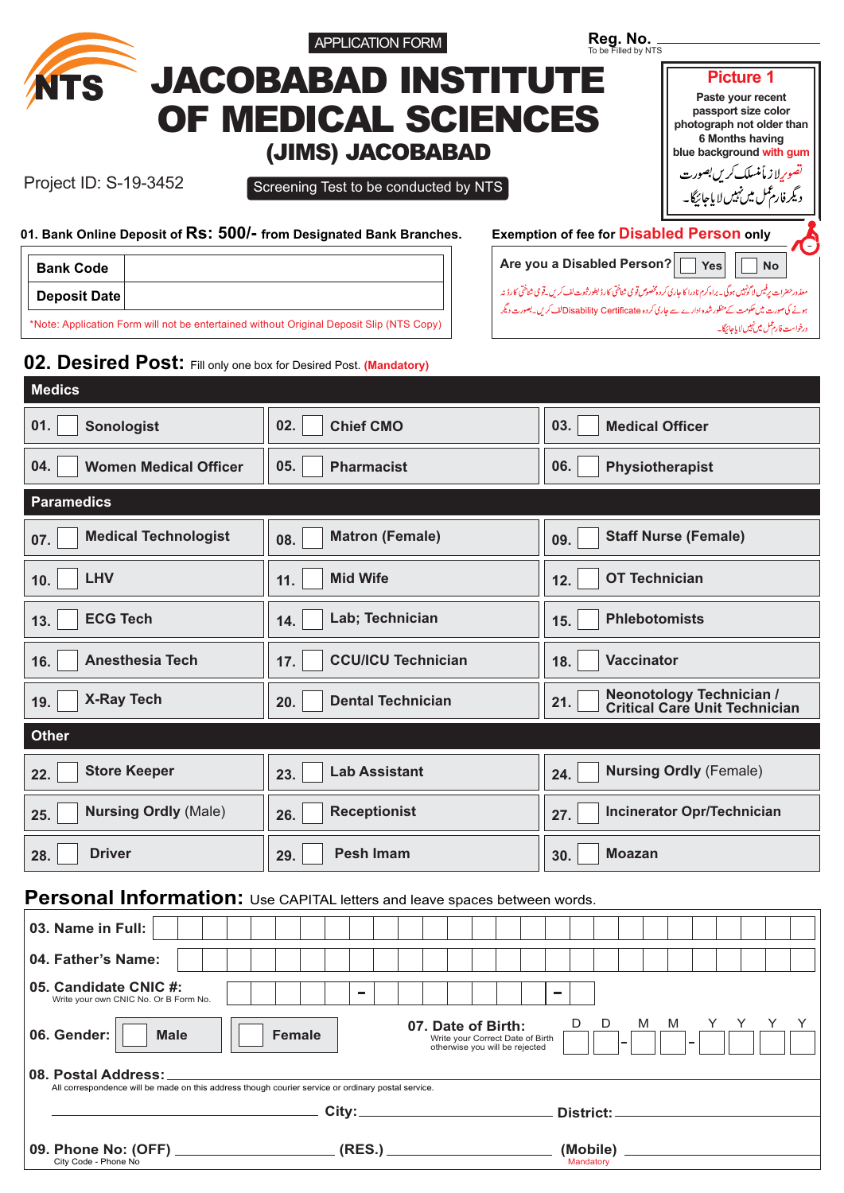NTS

APPLICATION FORM

**Reg. No.** ____________
To be Filled by NTS

# JACOBABAD INSTITUTE OF MEDICAL SCIENCES
## (JIMS) JACOBABAD

Project ID: S-19-3452

Screening Test to be conducted by NTS

**Picture 1**
Paste your recent passport size color photograph not older than 6 Months having blue background with gum

تصویر لازماً منسلک کریں بصورت دیگر فارم عمل میں نہیں لایا جائیگا۔

**01. Bank Online Deposit of Rs: 500/- from Designated Bank Branches.**

| | |
|---|---|
| **Bank Code** | |
| **Deposit Date** | |

*Note: Application Form will not be entertained without Original Deposit Slip (NTS Copy)

**Exemption of fee for Disabled Person only**

**Are you a Disabled Person?** ☐ Yes ☐ No

معذور حضرات پر فیس لاگو نہیں ہوگی۔ براہ کرم نادرا کا جاری کردہ مخصوص قومی شناختی کارڈ بطور ثبوت لف کریں۔ قومی شناختی کارڈ نہ ہونے کی صورت میں حکومت کے منظور شدہ ادارے سے جاری کردہ Disability Certificate لف کریں۔ بصورت دیگر درخواست فارم عمل میں نہیں لایا جائیگا۔

## 02. Desired Post: Fill only one box for Desired Post. (Mandatory)

**Medics**

| | | |
|---|---|---|
| 01. ☐ Sonologist | 02. ☐ Chief CMO | 03. ☐ Medical Officer |
| 04. ☐ Women Medical Officer | 05. ☐ Pharmacist | 06. ☐ Physiotherapist |

**Paramedics**

| | | |
|---|---|---|
| 07. ☐ Medical Technologist | 08. ☐ Matron (Female) | 09. ☐ Staff Nurse (Female) |
| 10. ☐ LHV | 11. ☐ Mid Wife | 12. ☐ OT Technician |
| 13. ☐ ECG Tech | 14. ☐ Lab; Technician | 15. ☐ Phlebotomists |
| 16. ☐ Anesthesia Tech | 17. ☐ CCU/ICU Technician | 18. ☐ Vaccinator |
| 19. ☐ X-Ray Tech | 20. ☐ Dental Technician | 21. ☐ Neonotology Technician / Critical Care Unit Technician |

**Other**

| | | |
|---|---|---|
| 22. ☐ Store Keeper | 23. ☐ Lab Assistant | 24. ☐ Nursing Ordly (Female) |
| 25. ☐ Nursing Ordly (Male) | 26. ☐ Receptionist | 27. ☐ Incinerator Opr/Technician |
| 28. ☐ Driver | 29. ☐ Pesh Imam | 30. ☐ Moazan |

## Personal Information: Use CAPITAL letters and leave spaces between words.

**03. Name in Full:** ____________

**04. Father's Name:** ____________

**05. Candidate CNIC #:** _____ - _______ - _
Write your own CNIC No. Or B Form No.

**06. Gender:** ☐ Male ☐ Female

**07. Date of Birth:** D D - M M - Y Y Y Y
Write your Correct Date of Birth otherwise you will be rejected

**08. Postal Address:** ____________
All correspondence will be made on this address though courier service or ordinary postal service.

____________ **City:** ____________ **District:** ____________

**09. Phone No: (OFF)** ____________ **(RES.)** ____________ **(Mobile)** ____________
City Code - Phone No | Mandatory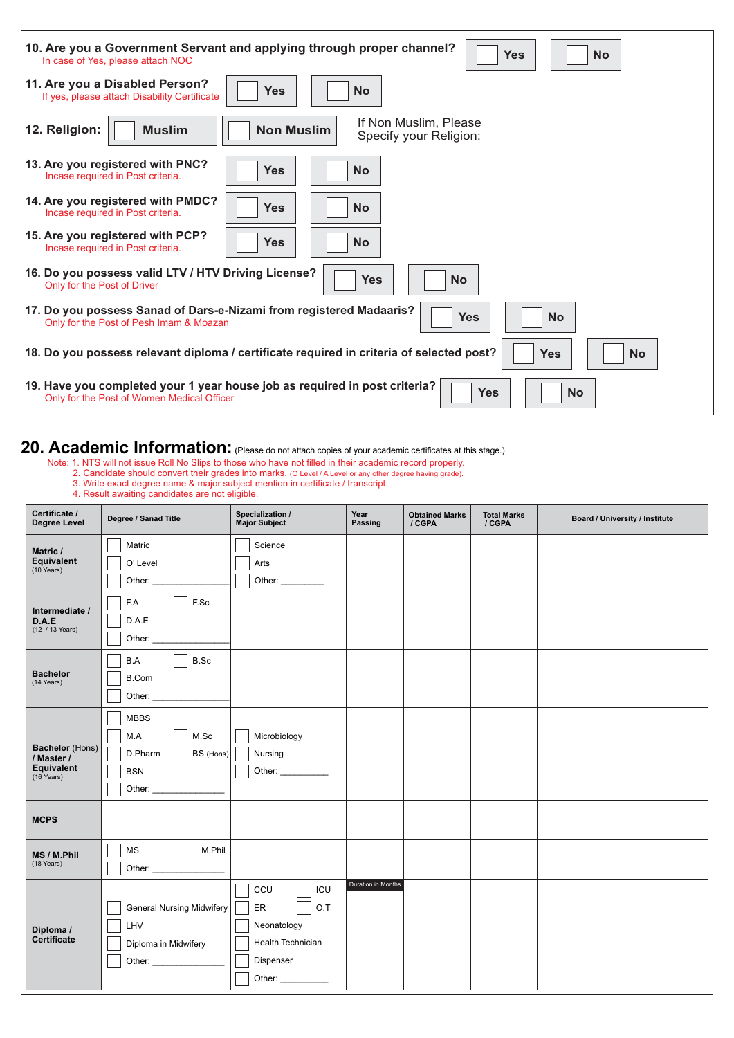| | | |
|---|---|---|
| **10. Are you a Government Servant and applying through proper channel?** In case of Yes, please attach NOC | ☐ Yes | ☐ No |
| **11. Are you a Disabled Person?** If yes, please attach Disability Certificate | ☐ Yes | ☐ No |
| **12. Religion:** | ☐ Muslim | ☐ Non Muslim — If Non Muslim, Please Specify your Religion: ______________ |
| **13. Are you registered with PNC?** Incase required in Post criteria. | ☐ Yes | ☐ No |
| **14. Are you registered with PMDC?** Incase required in Post criteria. | ☐ Yes | ☐ No |
| **15. Are you registered with PCP?** Incase required in Post criteria. | ☐ Yes | ☐ No |
| **16. Do you possess valid LTV / HTV Driving License?** Only for the Post of Driver | ☐ Yes | ☐ No |
| **17. Do you possess Sanad of Dars-e-Nizami from registered Madaaris?** Only for the Post of Pesh Imam & Moazan | ☐ Yes | ☐ No |
| **18. Do you possess relevant diploma / certificate required in criteria of selected post?** | ☐ Yes | ☐ No |
| **19. Have you completed your 1 year house job as required in post criteria?** Only for the Post of Women Medical Officer | ☐ Yes | ☐ No |

## 20. Academic Information: (Please do not attach copies of your academic certificates at this stage.)

Note: 1. NTS will not issue Roll No Slips to those who have not filled in their academic record properly.
2. Candidate should convert their grades into marks. (O Level / A Level or any other degree having grade).
3. Write exact degree name & major subject mention in certificate / transcript.
4. Result awaiting candidates are not eligible.

| Certificate / Degree Level | Degree / Sanad Title | Specialization / Major Subject | Year Passing | Obtained Marks / CGPA | Total Marks / CGPA | Board / University / Institute |
|---|---|---|---|---|---|---|
| **Matric / Equivalent** (10 Years) | ☐ Matric ☐ O' Level ☐ Other: ______ | ☐ Science ☐ Arts ☐ Other: ______ | | | | |
| **Intermediate / D.A.E** (12 / 13 Years) | ☐ F.A ☐ F.Sc ☐ D.A.E ☐ Other: ______ | | | | | |
| **Bachelor** (14 Years) | ☐ B.A ☐ B.Sc ☐ B.Com ☐ Other: ______ | | | | | |
| **Bachelor** (Hons) **/ Master / Equivalent** (16 Years) | ☐ MBBS ☐ M.A ☐ M.Sc ☐ D.Pharm ☐ BS (Hons) ☐ BSN ☐ Other: ______ | ☐ Microbiology ☐ Nursing ☐ Other: ______ | | | | |
| **MCPS** | | | | | | |
| **MS / M.Phil** (18 Years) | ☐ MS ☐ M.Phil ☐ Other: ______ | | | | | |
| **Diploma / Certificate** | ☐ General Nursing Midwifery ☐ LHV ☐ Diploma in Midwifery ☐ Other: ______ | ☐ CCU ☐ ICU ☐ ER ☐ O.T ☐ Neonatology ☐ Health Technician ☐ Dispenser ☐ Other: ______ | Duration in Months | | | |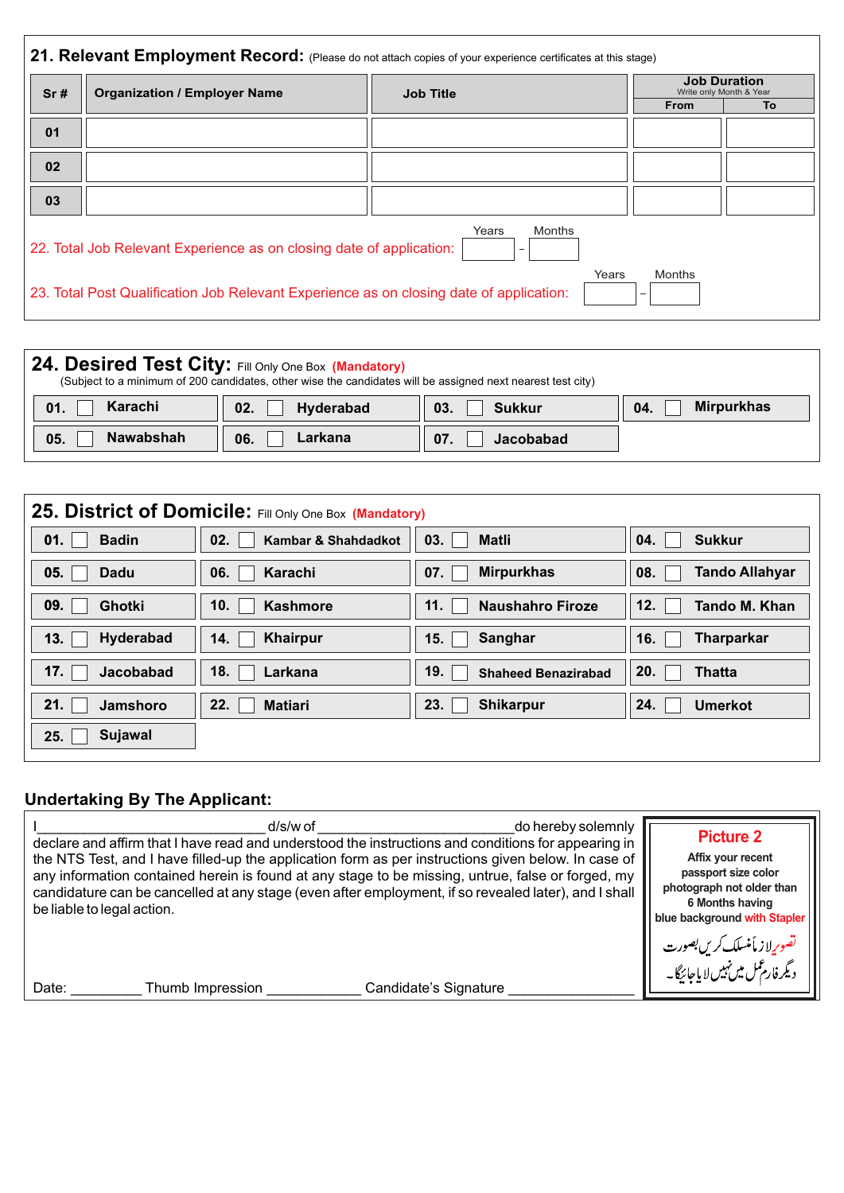## 21. Relevant Employment Record: (Please do not attach copies of your experience certificates at this stage)

| Sr # | Organization / Employer Name | Job Title | Job Duration (Write only Month & Year) From | To |
|---|---|---|---|---|
| 01 | | | | |
| 02 | | | | |
| 03 | | | | |

22. Total Job Relevant Experience as on closing date of application: Years ____ - Months ____

23. Total Post Qualification Job Relevant Experience as on closing date of application: Years ____ - Months ____

## 24. Desired Test City: Fill Only One Box **(Mandatory)**

(Subject to a minimum of 200 candidates, other wise the candidates will be assigned next nearest test city)

| | | | |
|---|---|---|---|
| 01. ☐ Karachi | 02. ☐ Hyderabad | 03. ☐ Sukkur | 04. ☐ Mirpurkhas |
| 05. ☐ Nawabshah | 06. ☐ Larkana | 07. ☐ Jacobabad | |

## 25. District of Domicile: Fill Only One Box **(Mandatory)**

| | | | |
|---|---|---|---|
| 01. ☐ Badin | 02. ☐ Kambar & Shahdadkot | 03. ☐ Matli | 04. ☐ Sukkur |
| 05. ☐ Dadu | 06. ☐ Karachi | 07. ☐ Mirpurkhas | 08. ☐ Tando Allahyar |
| 09. ☐ Ghotki | 10. ☐ Kashmore | 11. ☐ Naushahro Firoze | 12. ☐ Tando M. Khan |
| 13. ☐ Hyderabad | 14. ☐ Khairpur | 15. ☐ Sanghar | 16. ☐ Tharparkar |
| 17. ☐ Jacobabad | 18. ☐ Larkana | 19. ☐ Shaheed Benazirabad | 20. ☐ Thatta |
| 21. ☐ Jamshoro | 22. ☐ Matiari | 23. ☐ Shikarpur | 24. ☐ Umerkot |
| 25. ☐ Sujawal | | | |

## Undertaking By The Applicant:

I_____________________________ d/s/w of _________________________ do hereby solemnly declare and affirm that I have read and understood the instructions and conditions for appearing in the NTS Test, and I have filled-up the application form as per instructions given below. In case of any information contained herein is found at any stage to be missing, untrue, false or forged, my candidature can be cancelled at any stage (even after employment, if so revealed later), and I shall be liable to legal action.

Date: _________ Thumb Impression ____________ Candidate's Signature ________________

**Picture 2**

**Affix your recent passport size color photograph not older than 6 Months having blue background with Stapler**

تصویر لازماً منسلک کریں بصورت دیگر فارم عمل میں نہیں لایا جائیگا۔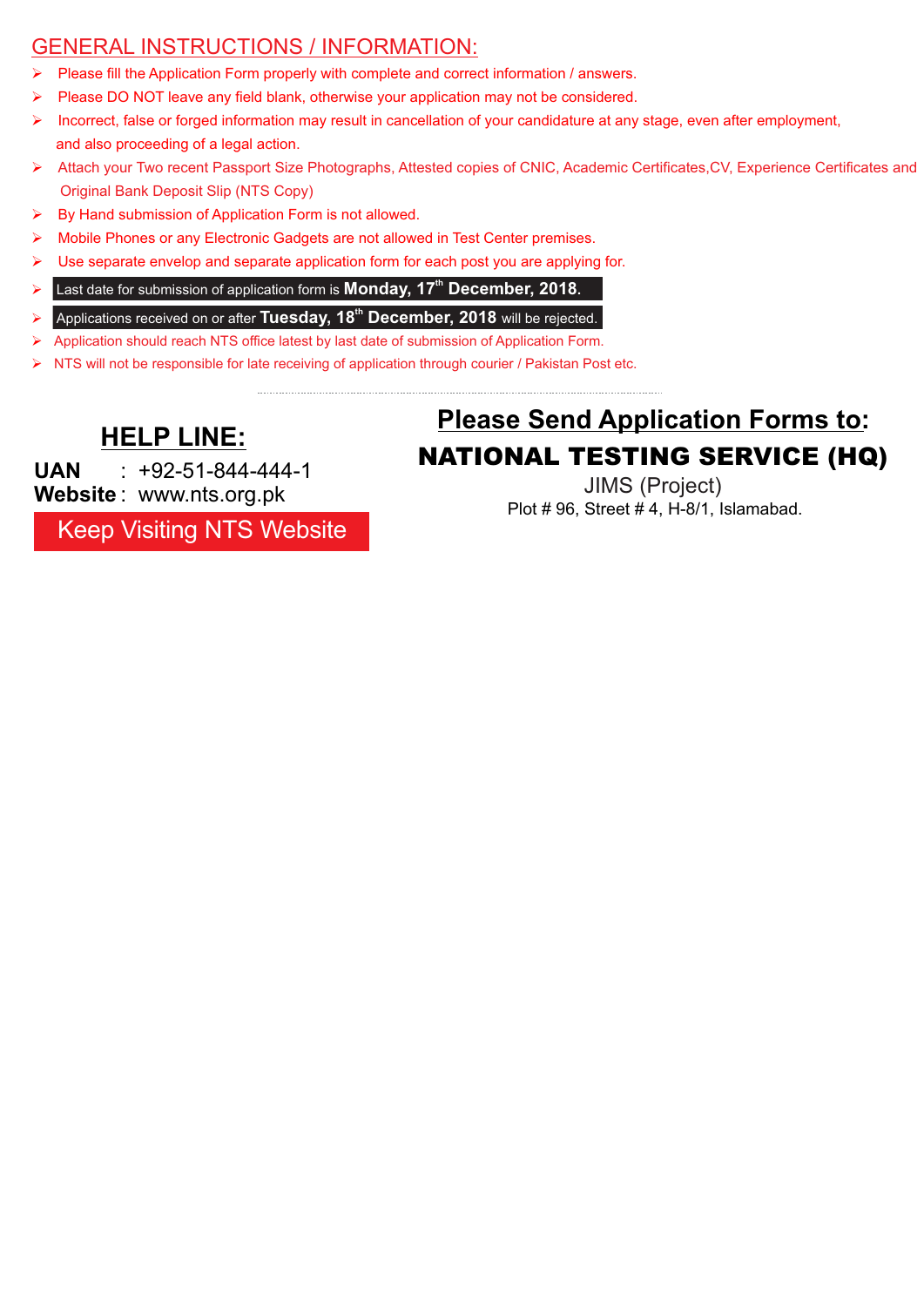## GENERAL INSTRUCTIONS / INFORMATION:

- Please fill the Application Form properly with complete and correct information / answers.
- Please DO NOT leave any field blank, otherwise your application may not be considered.
- Incorrect, false or forged information may result in cancellation of your candidature at any stage, even after employment, and also proceeding of a legal action.
- Attach your Two recent Passport Size Photographs, Attested copies of CNIC, Academic Certificates,CV, Experience Certificates and Original Bank Deposit Slip (NTS Copy)
- By Hand submission of Application Form is not allowed.
- Mobile Phones or any Electronic Gadgets are not allowed in Test Center premises.
- Use separate envelop and separate application form for each post you are applying for.
- Last date for submission of application form is **Monday, 17th December, 2018.**
- Applications received on or after **Tuesday, 18th December, 2018** will be rejected.
- Application should reach NTS office latest by last date of submission of Application Form.
- NTS will not be responsible for late receiving of application through courier / Pakistan Post etc.

## HELP LINE:

**UAN** : +92-51-844-444-1
**Website** : www.nts.org.pk

Keep Visiting NTS Website

## Please Send Application Forms to:

**NATIONAL TESTING SERVICE (HQ)**

JIMS (Project)

Plot # 96, Street # 4, H-8/1, Islamabad.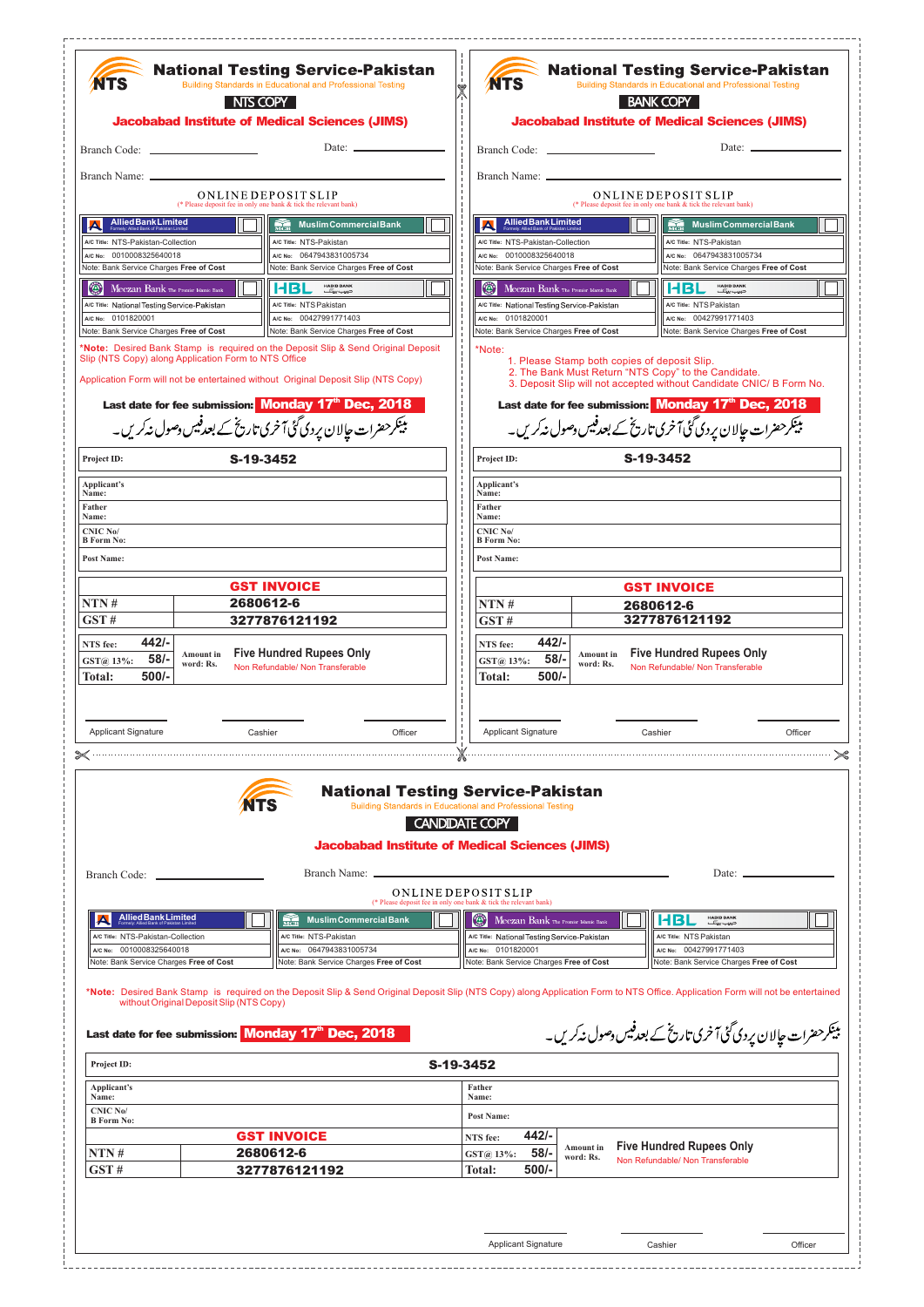## National Testing Service-Pakistan

Building Standards in Educational and Professional Testing

**NTS COPY**

### Jacobabad Institute of Medical Sciences (JIMS)

Branch Code: ____________ Date: ____________

Branch Name: ____________

ONLINE DEPOSIT SLIP

(* Please deposit fee in only one bank & tick the relevant bank)

| Allied Bank Limited | Muslim Commercial Bank |
|---|---|
| A/C Title: NTS-Pakistan-Collection | A/C Title: NTS-Pakistan |
| A/C No: 0010008325640018 | A/C No: 0647943831005734 |
| Note: Bank Service Charges **Free of Cost** | Note: Bank Service Charges **Free of Cost** |

| Meezan Bank | HBL |
|---|---|
| A/C Title: National Testing Service-Pakistan | A/C Title: NTS Pakistan |
| A/C No: 0101820001 | A/C No: 00427991771403 |
| Note: Bank Service Charges **Free of Cost** | Note: Bank Service Charges **Free of Cost** |

*Note: Desired Bank Stamp is required on the Deposit Slip & Send Original Deposit Slip (NTS Copy) along Application Form to NTS Office

Application Form will not be entertained without Original Deposit Slip (NTS Copy)

**Last date for fee submission: Monday 17th Dec, 2018**

بینکر حضرات چالان پر دی گئی آخری تاریخ کے بعد فیس وصول نہ کریں۔

| | |
|---|---|
| Project ID: | S-19-3452 |
| Applicant's Name: | |
| Father Name: | |
| CNIC No/ B Form No: | |
| Post Name: | |

| GST INVOICE | |
|---|---|
| NTN # | 2680612-6 |
| GST # | 3277876121192 |

| | | | |
|---|---|---|---|
| NTS fee: | 442/- | Amount in word: Rs. | Five Hundred Rupees Only<br>Non Refundable/ Non Transferable |
| GST@ 13%: | 58/- | | |
| Total: | 500/- | | |

Applicant Signature ____________ Cashier ____________ Officer ____________

---

## National Testing Service-Pakistan

Building Standards in Educational and Professional Testing

**BANK COPY**

### Jacobabad Institute of Medical Sciences (JIMS)

Branch Code: ____________ Date: ____________

Branch Name: ____________

ONLINE DEPOSIT SLIP

(* Please deposit fee in only one bank & tick the relevant bank)

| Allied Bank Limited | Muslim Commercial Bank |
|---|---|
| A/C Title: NTS-Pakistan-Collection | A/C Title: NTS-Pakistan |
| A/C No: 0010008325640018 | A/C No: 0647943831005734 |
| Note: Bank Service Charges **Free of Cost** | Note: Bank Service Charges **Free of Cost** |

| Meezan Bank | HBL |
|---|---|
| A/C Title: National Testing Service-Pakistan | A/C Title: NTS Pakistan |
| A/C No: 0101820001 | A/C No: 00427991771403 |
| Note: Bank Service Charges **Free of Cost** | Note: Bank Service Charges **Free of Cost** |

*Note:
1. Please Stamp both copies of deposit Slip.
2. The Bank Must Return "NTS Copy" to the Candidate.
3. Deposit Slip will not accepted without Candidate CNIC/ B Form No.

**Last date for fee submission: Monday 17th Dec, 2018**

بینکر حضرات چالان پر دی گئی آخری تاریخ کے بعد فیس وصول نہ کریں۔

| | |
|---|---|
| Project ID: | S-19-3452 |
| Applicant's Name: | |
| Father Name: | |
| CNIC No/ B Form No: | |
| Post Name: | |

| GST INVOICE | |
|---|---|
| NTN # | 2680612-6 |
| GST # | 3277876121192 |

| | | | |
|---|---|---|---|
| NTS fee: | 442/- | Amount in word: Rs. | Five Hundred Rupees Only<br>Non Refundable/ Non Transferable |
| GST@ 13%: | 58/- | | |
| Total: | 500/- | | |

Applicant Signature ____________ Cashier ____________ Officer ____________

---

## National Testing Service-Pakistan

Building Standards in Educational and Professional Testing

**CANDIDATE COPY**

### Jacobabad Institute of Medical Sciences (JIMS)

Branch Code: ____________ Branch Name: ____________ Date: ____________

ONLINE DEPOSIT SLIP

(* Please deposit fee in only one bank & tick the relevant bank)

| Allied Bank Limited | Muslim Commercial Bank | Meezan Bank | HBL |
|---|---|---|---|
| A/C Title: NTS-Pakistan-Collection | A/C Title: NTS-Pakistan | A/C Title: National Testing Service-Pakistan | A/C Title: NTS Pakistan |
| A/C No: 0010008325640018 | A/C No: 0647943831005734 | A/C No: 0101820001 | A/C No: 00427991771403 |
| Note: Bank Service Charges **Free of Cost** | Note: Bank Service Charges **Free of Cost** | Note: Bank Service Charges **Free of Cost** | Note: Bank Service Charges **Free of Cost** |

*Note: Desired Bank Stamp is required on the Deposit Slip & Send Original Deposit Slip (NTS Copy) along Application Form to NTS Office. Application Form will not be entertained without Original Deposit Slip (NTS Copy)

**Last date for fee submission: Monday 17th Dec, 2018**

بینکر حضرات چالان پر دی گئی آخری تاریخ کے بعد فیس وصول نہ کریں۔

| | | | |
|---|---|---|---|
| Project ID: | S-19-3452 | | |
| Applicant's Name: | | Father Name: | |
| CNIC No/ B Form No: | | Post Name: | |

| GST INVOICE | |
|---|---|
| NTN # | 2680612-6 |
| GST # | 3277876121192 |

| | | | |
|---|---|---|---|
| NTS fee: | 442/- | Amount in word: Rs. | Five Hundred Rupees Only<br>Non Refundable/ Non Transferable |
| GST@ 13%: | 58/- | | |
| Total: | 500/- | | |

Applicant Signature ____________ Cashier ____________ Officer ____________